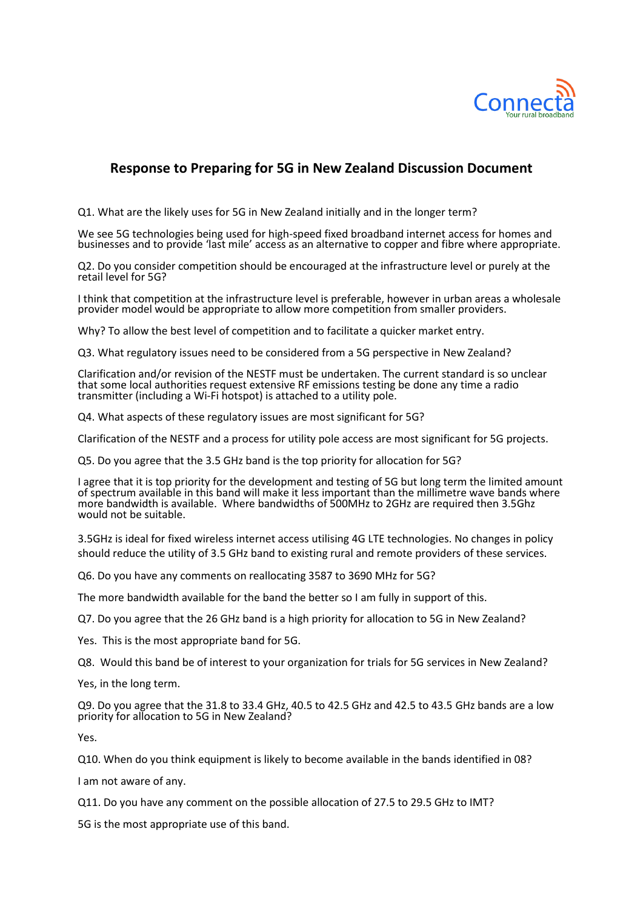Connecta
Your rural broadband

# Response to Preparing for 5G in New Zealand Discussion Document

Q1. What are the likely uses for 5G in New Zealand initially and in the longer term?

We see 5G technologies being used for high-speed fixed broadband internet access for homes and businesses and to provide 'last mile' access as an alternative to copper and fibre where appropriate.

Q2. Do you consider competition should be encouraged at the infrastructure level or purely at the retail level for 5G?

I think that competition at the infrastructure level is preferable, however in urban areas a wholesale provider model would be appropriate to allow more competition from smaller providers.

Why? To allow the best level of competition and to facilitate a quicker market entry.

Q3. What regulatory issues need to be considered from a 5G perspective in New Zealand?

Clarification and/or revision of the NESTF must be undertaken. The current standard is so unclear that some local authorities request extensive RF emissions testing be done any time a radio transmitter (including a Wi-Fi hotspot) is attached to a utility pole.

Q4. What aspects of these regulatory issues are most significant for 5G?

Clarification of the NESTF and a process for utility pole access are most significant for 5G projects.

Q5. Do you agree that the 3.5 GHz band is the top priority for allocation for 5G?

I agree that it is top priority for the development and testing of 5G but long term the limited amount of spectrum available in this band will make it less important than the millimetre wave bands where more bandwidth is available. Where bandwidths of 500MHz to 2GHz are required then 3.5Ghz would not be suitable.

3.5GHz is ideal for fixed wireless internet access utilising 4G LTE technologies. No changes in policy should reduce the utility of 3.5 GHz band to existing rural and remote providers of these services.

Q6. Do you have any comments on reallocating 3587 to 3690 MHz for 5G?

The more bandwidth available for the band the better so I am fully in support of this.

Q7. Do you agree that the 26 GHz band is a high priority for allocation to 5G in New Zealand?

Yes. This is the most appropriate band for 5G.

Q8. Would this band be of interest to your organization for trials for 5G services in New Zealand?

Yes, in the long term.

Q9. Do you agree that the 31.8 to 33.4 GHz, 40.5 to 42.5 GHz and 42.5 to 43.5 GHz bands are a low priority for allocation to 5G in New Zealand?

Yes.

Q10. When do you think equipment is likely to become available in the bands identified in 08?

I am not aware of any.

Q11. Do you have any comment on the possible allocation of 27.5 to 29.5 GHz to IMT?

5G is the most appropriate use of this band.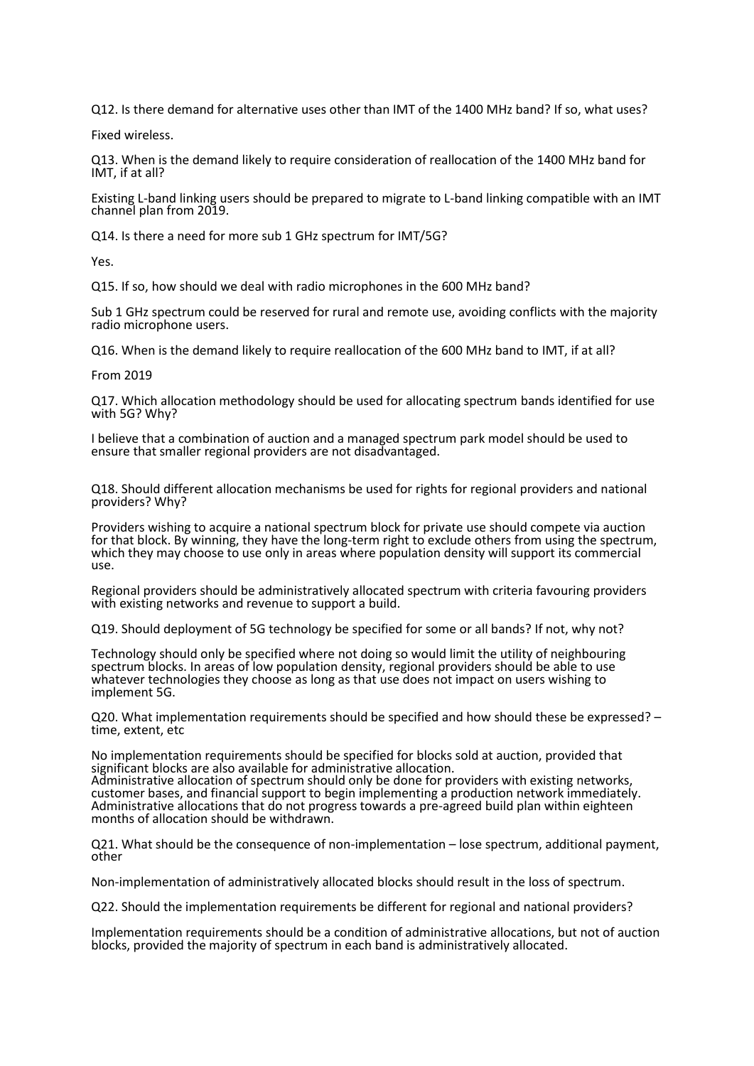Q12. Is there demand for alternative uses other than IMT of the 1400 MHz band? If so, what uses?

Fixed wireless.

Q13. When is the demand likely to require consideration of reallocation of the 1400 MHz band for IMT, if at all?

Existing L-band linking users should be prepared to migrate to L-band linking compatible with an IMT channel plan from 2019.

Q14. Is there a need for more sub 1 GHz spectrum for IMT/5G?

Yes.

Q15. If so, how should we deal with radio microphones in the 600 MHz band?

Sub 1 GHz spectrum could be reserved for rural and remote use, avoiding conflicts with the majority radio microphone users.

Q16. When is the demand likely to require reallocation of the 600 MHz band to IMT, if at all?

From 2019

Q17. Which allocation methodology should be used for allocating spectrum bands identified for use with 5G? Why?

I believe that a combination of auction and a managed spectrum park model should be used to ensure that smaller regional providers are not disadvantaged.

Q18. Should different allocation mechanisms be used for rights for regional providers and national providers? Why?

Providers wishing to acquire a national spectrum block for private use should compete via auction for that block. By winning, they have the long-term right to exclude others from using the spectrum, which they may choose to use only in areas where population density will support its commercial use.

Regional providers should be administratively allocated spectrum with criteria favouring providers with existing networks and revenue to support a build.

Q19. Should deployment of 5G technology be specified for some or all bands? If not, why not?

Technology should only be specified where not doing so would limit the utility of neighbouring spectrum blocks. In areas of low population density, regional providers should be able to use whatever technologies they choose as long as that use does not impact on users wishing to implement 5G.

Q20. What implementation requirements should be specified and how should these be expressed? – time, extent, etc

No implementation requirements should be specified for blocks sold at auction, provided that significant blocks are also available for administrative allocation.
Administrative allocation of spectrum should only be done for providers with existing networks, customer bases, and financial support to begin implementing a production network immediately. Administrative allocations that do not progress towards a pre-agreed build plan within eighteen months of allocation should be withdrawn.

Q21. What should be the consequence of non-implementation – lose spectrum, additional payment, other

Non-implementation of administratively allocated blocks should result in the loss of spectrum.

Q22. Should the implementation requirements be different for regional and national providers?

Implementation requirements should be a condition of administrative allocations, but not of auction blocks, provided the majority of spectrum in each band is administratively allocated.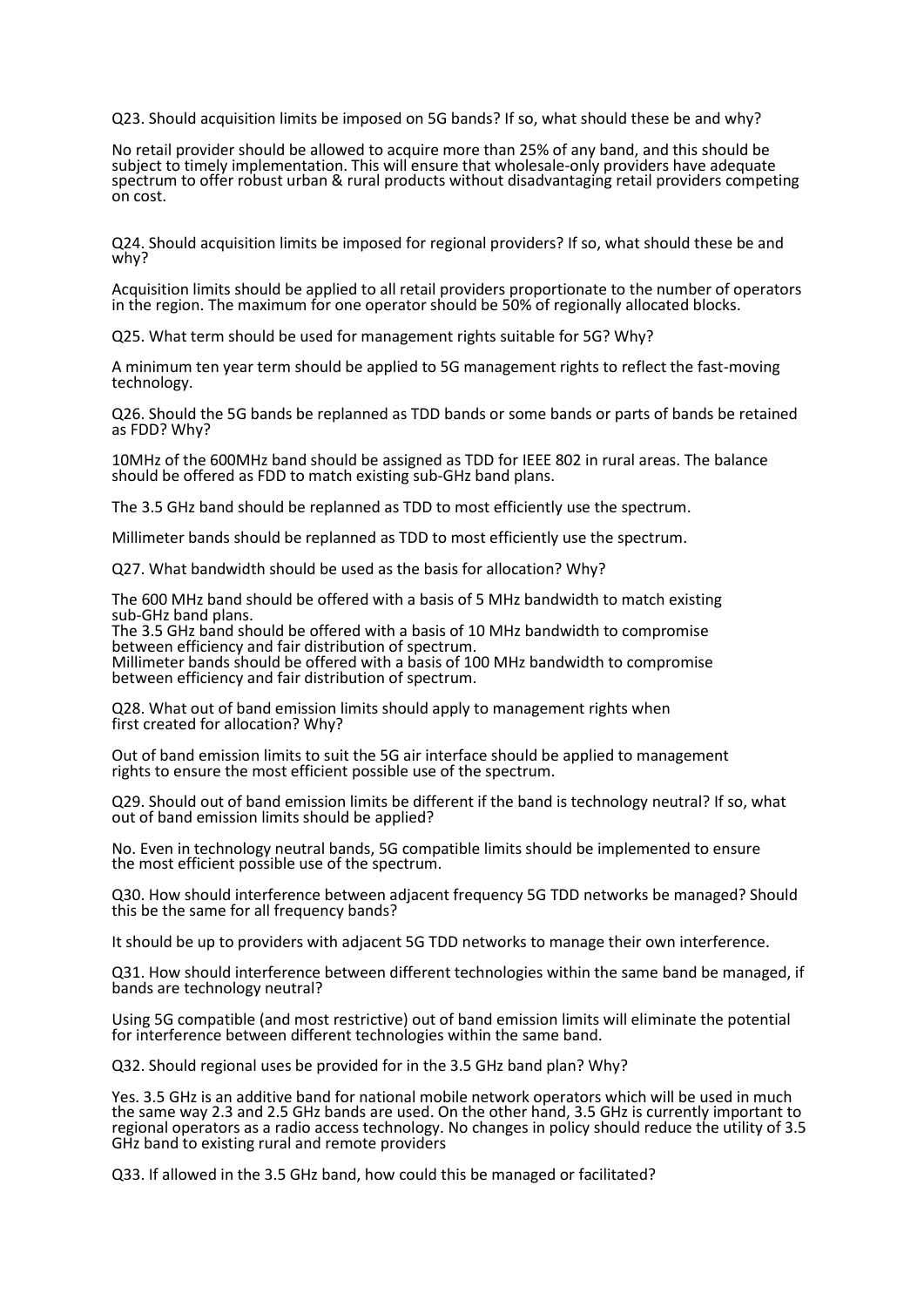Q23. Should acquisition limits be imposed on 5G bands? If so, what should these be and why?

No retail provider should be allowed to acquire more than 25% of any band, and this should be subject to timely implementation. This will ensure that wholesale-only providers have adequate spectrum to offer robust urban & rural products without disadvantaging retail providers competing on cost.

Q24. Should acquisition limits be imposed for regional providers? If so, what should these be and why?

Acquisition limits should be applied to all retail providers proportionate to the number of operators in the region. The maximum for one operator should be 50% of regionally allocated blocks.

Q25. What term should be used for management rights suitable for 5G? Why?

A minimum ten year term should be applied to 5G management rights to reflect the fast-moving technology.

Q26. Should the 5G bands be replanned as TDD bands or some bands or parts of bands be retained as FDD? Why?

10MHz of the 600MHz band should be assigned as TDD for IEEE 802 in rural areas. The balance should be offered as FDD to match existing sub-GHz band plans.

The 3.5 GHz band should be replanned as TDD to most efficiently use the spectrum.

Millimeter bands should be replanned as TDD to most efficiently use the spectrum.

Q27. What bandwidth should be used as the basis for allocation? Why?

The 600 MHz band should be offered with a basis of 5 MHz bandwidth to match existing sub-GHz band plans.
The 3.5 GHz band should be offered with a basis of 10 MHz bandwidth to compromise between efficiency and fair distribution of spectrum.
Millimeter bands should be offered with a basis of 100 MHz bandwidth to compromise between efficiency and fair distribution of spectrum.

Q28. What out of band emission limits should apply to management rights when first created for allocation? Why?

Out of band emission limits to suit the 5G air interface should be applied to management rights to ensure the most efficient possible use of the spectrum.

Q29. Should out of band emission limits be different if the band is technology neutral? If so, what out of band emission limits should be applied?

No. Even in technology neutral bands, 5G compatible limits should be implemented to ensure the most efficient possible use of the spectrum.

Q30. How should interference between adjacent frequency 5G TDD networks be managed? Should this be the same for all frequency bands?

It should be up to providers with adjacent 5G TDD networks to manage their own interference.

Q31. How should interference between different technologies within the same band be managed, if bands are technology neutral?

Using 5G compatible (and most restrictive) out of band emission limits will eliminate the potential for interference between different technologies within the same band.

Q32. Should regional uses be provided for in the 3.5 GHz band plan? Why?

Yes. 3.5 GHz is an additive band for national mobile network operators which will be used in much the same way 2.3 and 2.5 GHz bands are used. On the other hand, 3.5 GHz is currently important to regional operators as a radio access technology. No changes in policy should reduce the utility of 3.5 GHz band to existing rural and remote providers

Q33. If allowed in the 3.5 GHz band, how could this be managed or facilitated?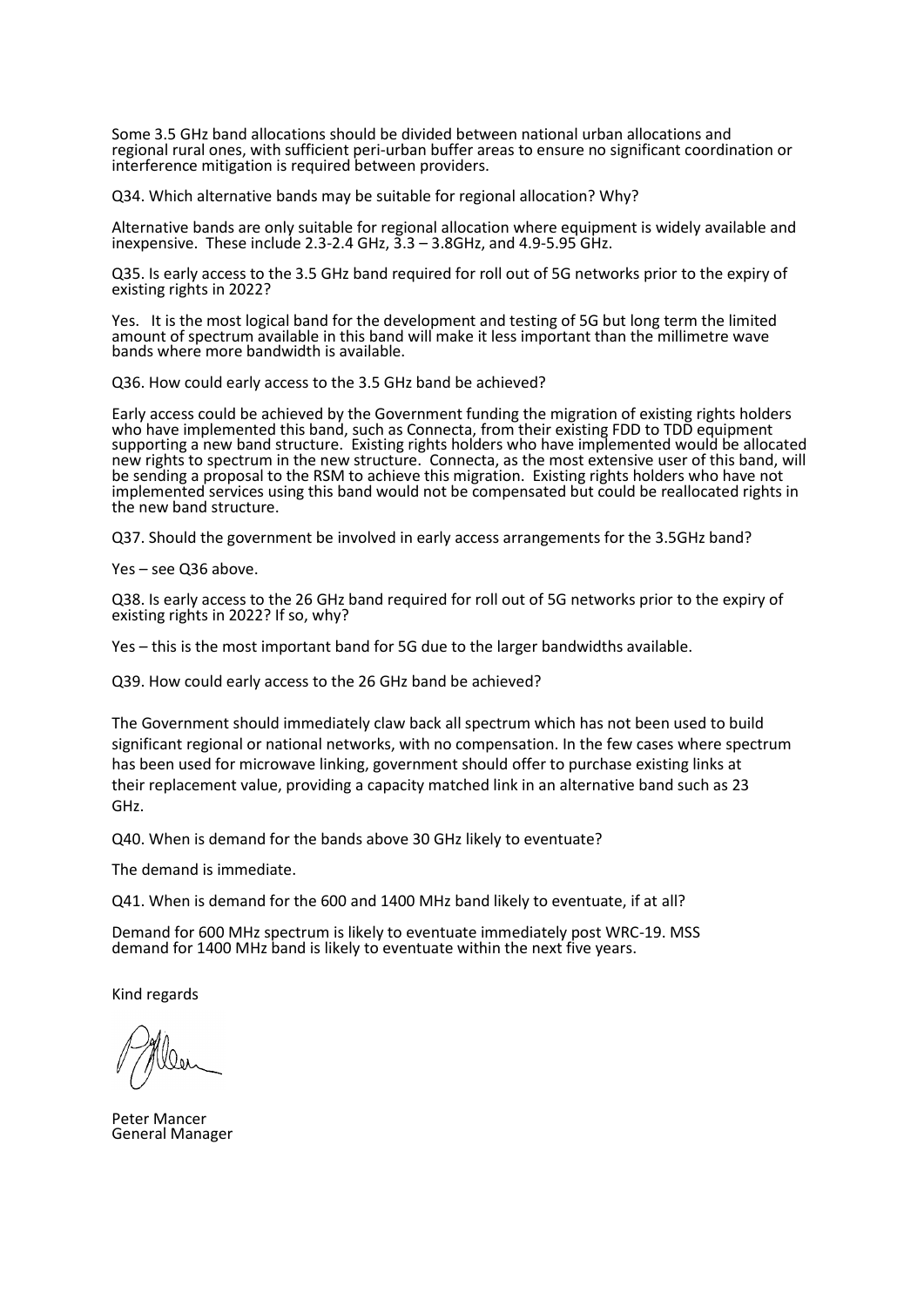Some 3.5 GHz band allocations should be divided between national urban allocations and regional rural ones, with sufficient peri-urban buffer areas to ensure no significant coordination or interference mitigation is required between providers.

Q34. Which alternative bands may be suitable for regional allocation? Why?

Alternative bands are only suitable for regional allocation where equipment is widely available and inexpensive. These include 2.3-2.4 GHz, 3.3 – 3.8GHz, and 4.9-5.95 GHz.

Q35. Is early access to the 3.5 GHz band required for roll out of 5G networks prior to the expiry of existing rights in 2022?

Yes. It is the most logical band for the development and testing of 5G but long term the limited amount of spectrum available in this band will make it less important than the millimetre wave bands where more bandwidth is available.

Q36. How could early access to the 3.5 GHz band be achieved?

Early access could be achieved by the Government funding the migration of existing rights holders who have implemented this band, such as Connecta, from their existing FDD to TDD equipment supporting a new band structure. Existing rights holders who have implemented would be allocated new rights to spectrum in the new structure. Connecta, as the most extensive user of this band, will be sending a proposal to the RSM to achieve this migration. Existing rights holders who have not implemented services using this band would not be compensated but could be reallocated rights in the new band structure.

Q37. Should the government be involved in early access arrangements for the 3.5GHz band?

Yes – see Q36 above.

Q38. Is early access to the 26 GHz band required for roll out of 5G networks prior to the expiry of existing rights in 2022? If so, why?

Yes – this is the most important band for 5G due to the larger bandwidths available.

Q39. How could early access to the 26 GHz band be achieved?

The Government should immediately claw back all spectrum which has not been used to build significant regional or national networks, with no compensation. In the few cases where spectrum has been used for microwave linking, government should offer to purchase existing links at their replacement value, providing a capacity matched link in an alternative band such as 23 GHz.

Q40. When is demand for the bands above 30 GHz likely to eventuate?

The demand is immediate.

Q41. When is demand for the 600 and 1400 MHz band likely to eventuate, if at all?

Demand for 600 MHz spectrum is likely to eventuate immediately post WRC-19. MSS demand for 1400 MHz band is likely to eventuate within the next five years.

Kind regards

Peter Mancer
General Manager